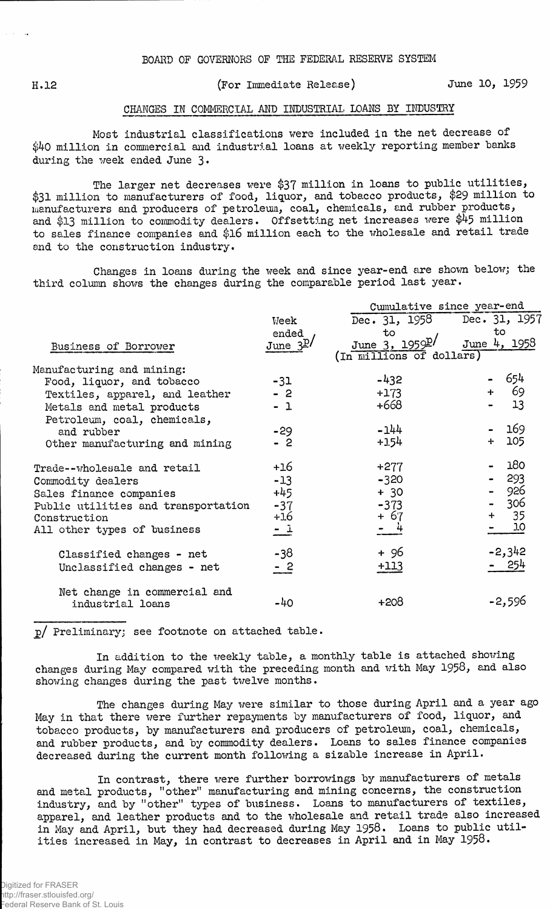BOARD OF GOVERNORS OF THE FEDERAL RESERVE SYSTEM

H.12 (For Immediate Release) June 10, 1959

## CHANGES IN COMMERCIAL AND INDUSTRIAL LOANS BY INDUSTRY

Most industrial classifications were included in the net decrease of $40 million in commercial and industrial loans at weekly reporting member banks during the week ended June 3.

The larger net decreases were $37 million in loans to public utilities, $31 million to manufacturers of food, liquor, and tobacco products, $29 million to manufacturers and producers of petroleum, coal, chemicals, and rubber products, and $13 million to commodity dealers. Offsetting net increases were $45 million to sales finance companies and $16 million each to the wholesale and retail trade and to the construction industry.

Changes in loans during the week and since year-end are shown below; the third column shows the changes during the comparable period last year.

| Business of Borrower | Week ended June 3p/ | Cumulative since year-end: Dec. 31, 1958 to June 3, 1959p/ | Cumulative since year-end: Dec. 31, 1957 to June 4, 1958 |
|---|---|---|---|
| | (In millions of dollars) | | |
| Manufacturing and mining: | | | |
| Food, liquor, and tobacco | -31 | -432 | - 654 |
| Textiles, apparel, and leather | - 2 | +173 | + 69 |
| Metals and metal products | - 1 | +668 | - 13 |
| Petroleum, coal, chemicals, and rubber | -29 | -144 | - 169 |
| Other manufacturing and mining | - 2 | +154 | + 105 |
| Trade--wholesale and retail | +16 | +277 | - 180 |
| Commodity dealers | -13 | -320 | - 293 |
| Sales finance companies | +45 | + 30 | - 926 |
| Public utilities and transportation | -37 | -373 | - 306 |
| Construction | +16 | + 67 | + 35 |
| All other types of business | - 1 | - 4 | - 10 |
| Classified changes - net | -38 | + 96 | -2,342 |
| Unclassified changes - net | - 2 | +113 | - 254 |
| Net change in commercial and industrial loans | -40 | +208 | -2,596 |

p/ Preliminary; see footnote on attached table.

In addition to the weekly table, a monthly table is attached showing changes during May compared with the preceding month and with May 1958, and also showing changes during the past twelve months.

The changes during May were similar to those during April and a year ago May in that there were further repayments by manufacturers of food, liquor, and tobacco products, by manufacturers and producers of petroleum, coal, chemicals, and rubber products, and by commodity dealers. Loans to sales finance companies decreased during the current month following a sizable increase in April.

In contrast, there were further borrowings by manufacturers of metals and metal products, "other" manufacturing and mining concerns, the construction industry, and by "other" types of business. Loans to manufacturers of textiles, apparel, and leather products and to the wholesale and retail trade also increased in May and April, but they had decreased during May 1958. Loans to public utilities increased in May, in contrast to decreases in April and in May 1958.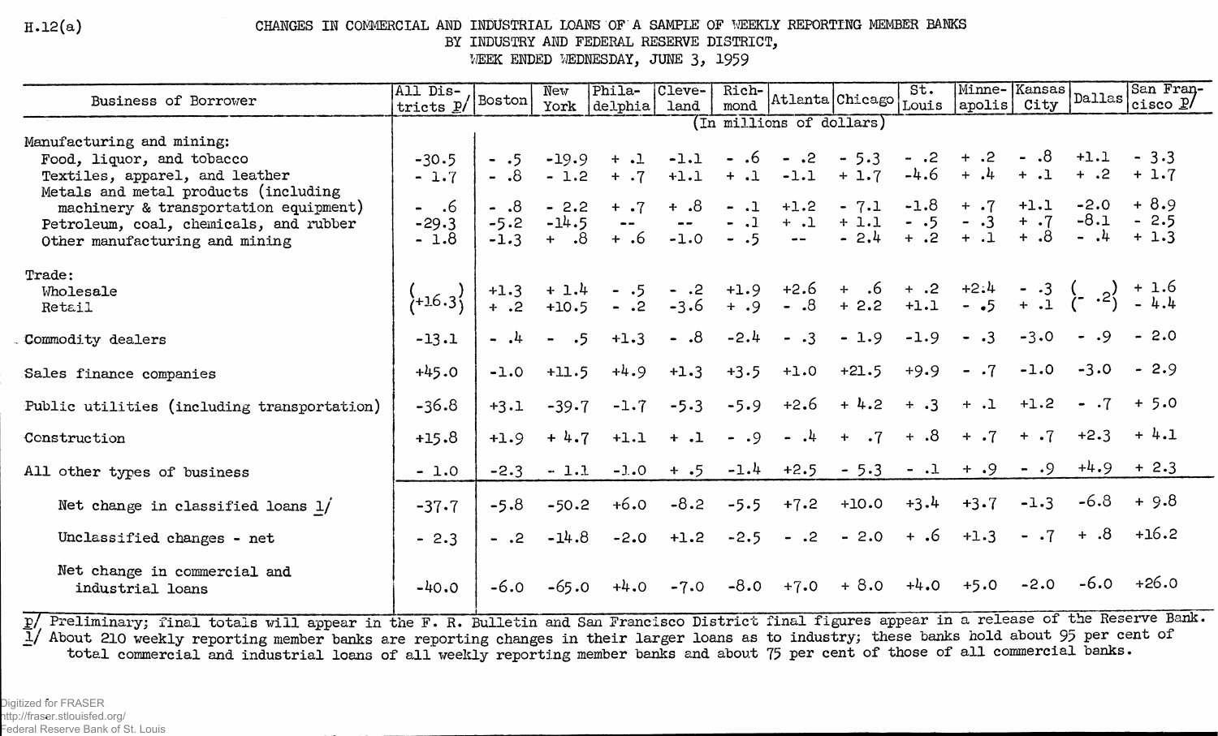H.12(a)

# CHANGES IN COMMERCIAL AND INDUSTRIAL LOANS OF A SAMPLE OF WEEKLY REPORTING MEMBER BANKS BY INDUSTRY AND FEDERAL RESERVE DISTRICT, WEEK ENDED WEDNESDAY, JUNE 3, 1959

| Business of Borrower | All Districts p/ | Boston | New York | Philadelphia | Cleveland | Richmond | Atlanta | Chicago | St. Louis | Minneapolis | Kansas City | Dallas | San Francisco p/ |
|---|---|---|---|---|---|---|---|---|---|---|---|---|---|
| | (In millions of dollars) | | | | | | | | | | | | |
| Manufacturing and mining: | | | | | | | | | | | | | |
| Food, liquor, and tobacco | -30.5 | - .5 | -19.9 | + .1 | -1.1 | - .6 | - .2 | - 5.3 | - .2 | + .2 | - .8 | +1.1 | - 3.3 |
| Textiles, apparel, and leather | - 1.7 | - .8 | - 1.2 | + .7 | +1.1 | + .1 | -1.1 | + 1.7 | -4.6 | + .4 | + .1 | + .2 | + 1.7 |
| Metals and metal products (including machinery & transportation equipment) | - .6 | - .8 | - 2.2 | + .7 | + .8 | - .1 | +1.2 | - 7.1 | -1.8 | + .7 | +1.1 | -2.0 | + 8.9 |
| Petroleum, coal, chemicals, and rubber | -29.3 | -5.2 | -14.5 | -- | -- | - .1 | + .1 | + 1.1 | - .5 | - .3 | + .7 | -8.1 | - 2.5 |
| Other manufacturing and mining | - 1.8 | -1.3 | + .8 | + .6 | -1.0 | - .5 | -- | - 2.4 | + .2 | + .1 | + .8 | - .4 | + 1.3 |
| Trade: | | | | | | | | | | | | | |
| Wholesale | (+16.3) | +1.3 | + 1.4 | - .5 | - .2 | +1.9 | +2.6 | + .6 | + .2 | +2.4 | - .3 | (- .2) | + 1.6 |
| Retail | | + .2 | +10.5 | - .2 | -3.6 | + .9 | - .8 | + 2.2 | +1.1 | - .5 | + .1 | | - 4.4 |
| Commodity dealers | -13.1 | - .4 | - .5 | +1.3 | - .8 | -2.4 | - .3 | - 1.9 | -1.9 | - .3 | -3.0 | - .9 | - 2.0 |
| Sales finance companies | +45.0 | -1.0 | +11.5 | +4.9 | +1.3 | +3.5 | +1.0 | +21.5 | +9.9 | - .7 | -1.0 | -3.0 | - 2.9 |
| Public utilities (including transportation) | -36.8 | +3.1 | -39.7 | -1.7 | -5.3 | -5.9 | +2.6 | + 4.2 | + .3 | + .1 | +1.2 | - .7 | + 5.0 |
| Construction | +15.8 | +1.9 | + 4.7 | +1.1 | + .1 | - .9 | - .4 | + .7 | + .8 | + .7 | + .7 | +2.3 | + 4.1 |
| All other types of business | - 1.0 | -2.3 | - 1.1 | -1.0 | + .5 | -1.4 | +2.5 | - 5.3 | - .1 | + .9 | - .9 | +4.9 | + 2.3 |
| Net change in classified loans 1/ | -37.7 | -5.8 | -50.2 | +6.0 | -8.2 | -5.5 | +7.2 | +10.0 | +3.4 | +3.7 | -1.3 | -6.8 | + 9.8 |
| Unclassified changes - net | - 2.3 | - .2 | -14.8 | -2.0 | +1.2 | -2.5 | - .2 | - 2.0 | + .6 | +1.3 | - .7 | + .8 | +16.2 |
| Net change in commercial and industrial loans | -40.0 | -6.0 | -65.0 | +4.0 | -7.0 | -8.0 | +7.0 | + 8.0 | +4.0 | +5.0 | -2.0 | -6.0 | +26.0 |

p/ Preliminary; final totals will appear in the F. R. Bulletin and San Francisco District final figures appear in a release of the Reserve Bank.

1/ About 210 weekly reporting member banks are reporting changes in their larger loans as to industry; these banks hold about 95 per cent of total commercial and industrial loans of all weekly reporting member banks and about 75 per cent of those of all commercial banks.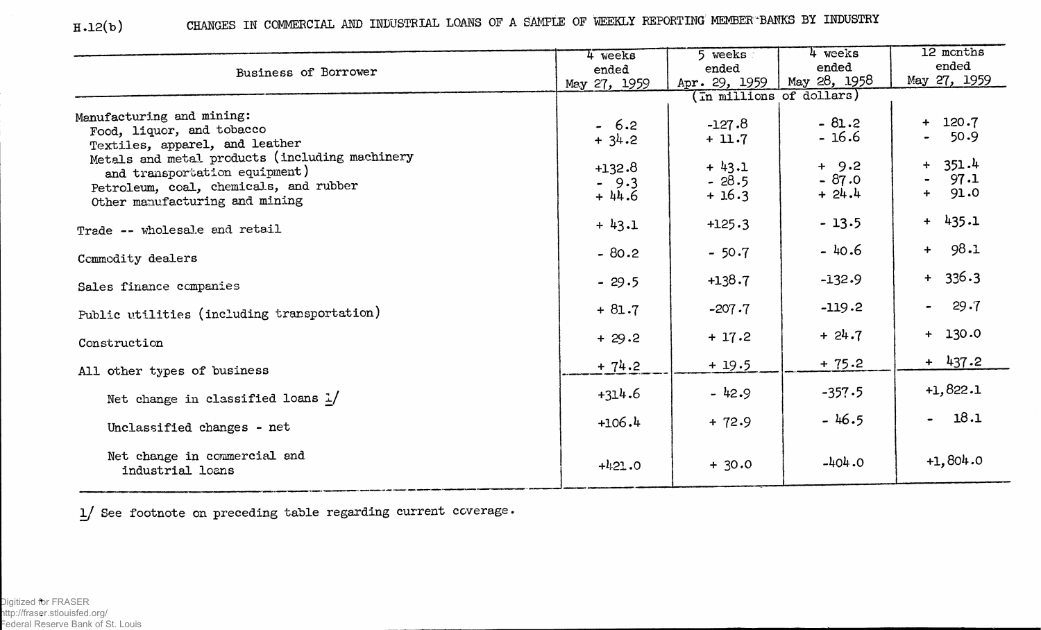H.12(b) CHANGES IN COMMERCIAL AND INDUSTRIAL LOANS OF A SAMPLE OF WEEKLY REPORTING MEMBER BANKS BY INDUSTRY

| Business of Borrower | 4 weeks ended May 27, 1959 | 5 weeks ended Apr. 29, 1959 | 4 weeks ended May 28, 1958 | 12 months ended May 27, 1959 |
|---|---|---|---|---|
| | (In millions of dollars) | | | |
| Manufacturing and mining: | | | | |
| Food, liquor, and tobacco | - 6.2 | -127.8 | - 81.2 | + 120.7 |
| Textiles, apparel, and leather | + 34.2 | + 11.7 | - 16.6 | - 50.9 |
| Metals and metal products (including machinery and transportation equipment) | +132.8 | + 43.1 | + 9.2 | + 351.4 |
| Petroleum, coal, chemicals, and rubber | - 9.3 | - 28.5 | - 87.0 | - 97.1 |
| Other manufacturing and mining | + 44.6 | + 16.3 | + 24.4 | + 91.0 |
| Trade -- wholesale and retail | + 43.1 | +125.3 | - 13.5 | + 435.1 |
| Commodity dealers | - 80.2 | - 50.7 | - 40.6 | + 98.1 |
| Sales finance companies | - 29.5 | +138.7 | -132.9 | + 336.3 |
| Public utilities (including transportation) | + 81.7 | -207.7 | -119.2 | - 29.7 |
| Construction | + 29.2 | + 17.2 | + 24.7 | + 130.0 |
| All other types of business | + 74.2 | + 19.5 | + 75.2 | + 437.2 |
| Net change in classified loans 1/ | +314.6 | - 42.9 | -357.5 | +1,822.1 |
| Unclassified changes - net | +106.4 | + 72.9 | - 46.5 | - 18.1 |
| Net change in commercial and industrial loans | +421.0 | + 30.0 | -404.0 | +1,804.0 |

1/ See footnote on preceding table regarding current coverage.